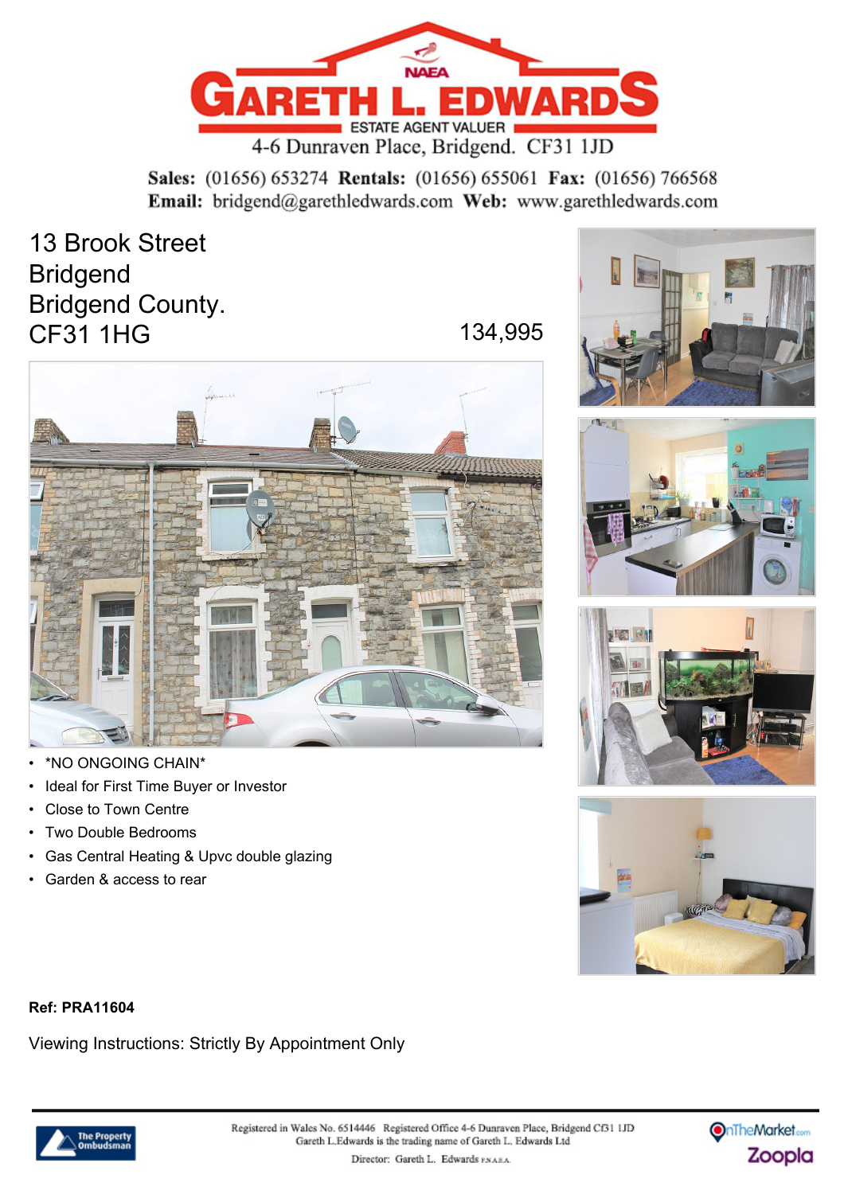GARETH L. EDWARDS
ESTATE AGENT VALUER
4-6 Dunraven Place, Bridgend. CF31 1JD

**Sales:** (01656) 653274 **Rentals:** (01656) 655061 **Fax:** (01656) 766568
**Email:** bridgend@garethledwards.com **Web:** www.garethledwards.com

# 13 Brook Street
# Bridgend
# Bridgend County.
# CF31 1HG

134,995

- *NO ONGOING CHAIN*
- Ideal for First Time Buyer or Investor
- Close to Town Centre
- Two Double Bedrooms
- Gas Central Heating & Upvc double glazing
- Garden & access to rear

**Ref: PRA11604**

Viewing Instructions: Strictly By Appointment Only

Registered in Wales No. 6514446 Registered Office 4-6 Dunraven Place, Bridgend Cf31 1JD
Gareth L.Edwards is the trading name of Gareth L. Edwards Ltd
Director: Gareth L. Edwards F.N.A.E.A.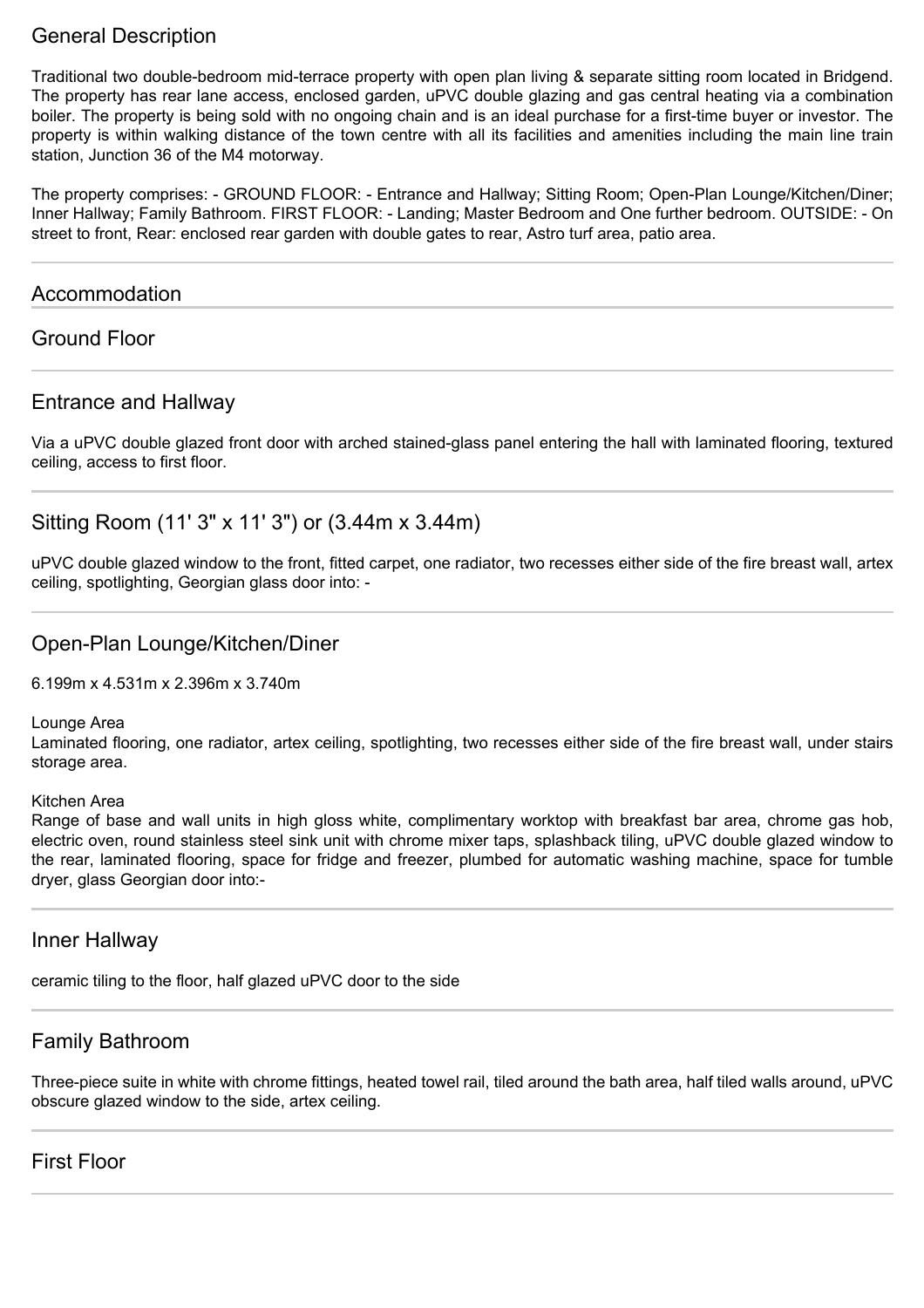## General Description

Traditional two double-bedroom mid-terrace property with open plan living & separate sitting room located in Bridgend. The property has rear lane access, enclosed garden, uPVC double glazing and gas central heating via a combination boiler. The property is being sold with no ongoing chain and is an ideal purchase for a first-time buyer or investor. The property is within walking distance of the town centre with all its facilities and amenities including the main line train station, Junction 36 of the M4 motorway.

The property comprises: - GROUND FLOOR: - Entrance and Hallway; Sitting Room; Open-Plan Lounge/Kitchen/Diner; Inner Hallway; Family Bathroom. FIRST FLOOR: - Landing; Master Bedroom and One further bedroom. OUTSIDE: - On street to front, Rear: enclosed rear garden with double gates to rear, Astro turf area, patio area.

---

## Accommodation

## Ground Floor

---

### Entrance and Hallway

Via a uPVC double glazed front door with arched stained-glass panel entering the hall with laminated flooring, textured ceiling, access to first floor.

---

### Sitting Room (11' 3" x 11' 3") or (3.44m x 3.44m)

uPVC double glazed window to the front, fitted carpet, one radiator, two recesses either side of the fire breast wall, artex ceiling, spotlighting, Georgian glass door into: -

---

### Open-Plan Lounge/Kitchen/Diner

6.199m x 4.531m x 2.396m x 3.740m

Lounge Area
Laminated flooring, one radiator, artex ceiling, spotlighting, two recesses either side of the fire breast wall, under stairs storage area.

Kitchen Area
Range of base and wall units in high gloss white, complimentary worktop with breakfast bar area, chrome gas hob, electric oven, round stainless steel sink unit with chrome mixer taps, splashback tiling, uPVC double glazed window to the rear, laminated flooring, space for fridge and freezer, plumbed for automatic washing machine, space for tumble dryer, glass Georgian door into:-

---

### Inner Hallway

ceramic tiling to the floor, half glazed uPVC door to the side

---

### Family Bathroom

Three-piece suite in white with chrome fittings, heated towel rail, tiled around the bath area, half tiled walls around, uPVC obscure glazed window to the side, artex ceiling.

---

## First Floor

---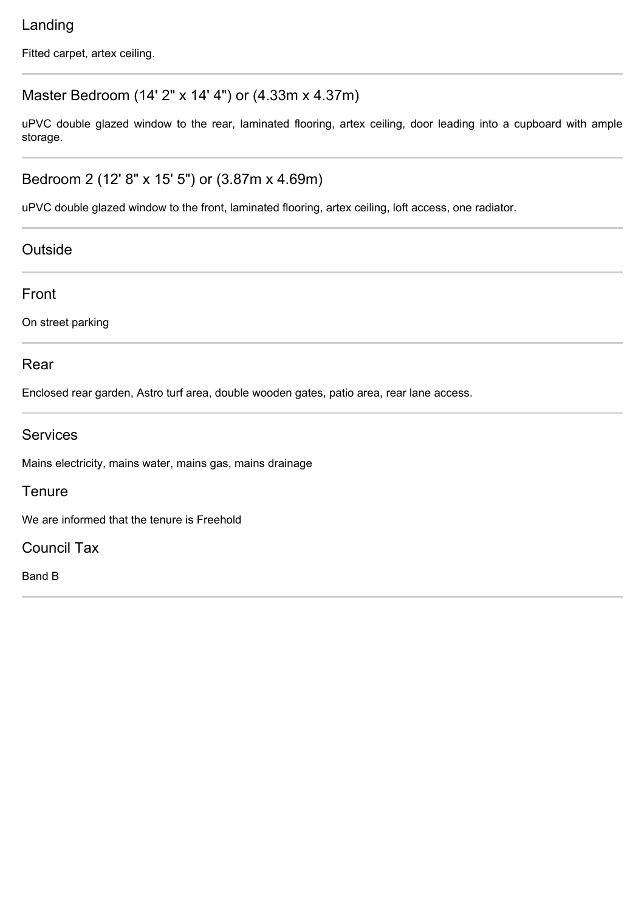## Landing

Fitted carpet, artex ceiling.

---

## Master Bedroom (14' 2" x 14' 4") or (4.33m x 4.37m)

uPVC double glazed window to the rear, laminated flooring, artex ceiling, door leading into a cupboard with ample storage.

---

## Bedroom 2 (12' 8" x 15' 5") or (3.87m x 4.69m)

uPVC double glazed window to the front, laminated flooring, artex ceiling, loft access, one radiator.

---

## Outside

---

## Front

On street parking

---

## Rear

Enclosed rear garden, Astro turf area, double wooden gates, patio area, rear lane access.

---

## Services

Mains electricity, mains water, mains gas, mains drainage

## Tenure

We are informed that the tenure is Freehold

## Council Tax

Band B

---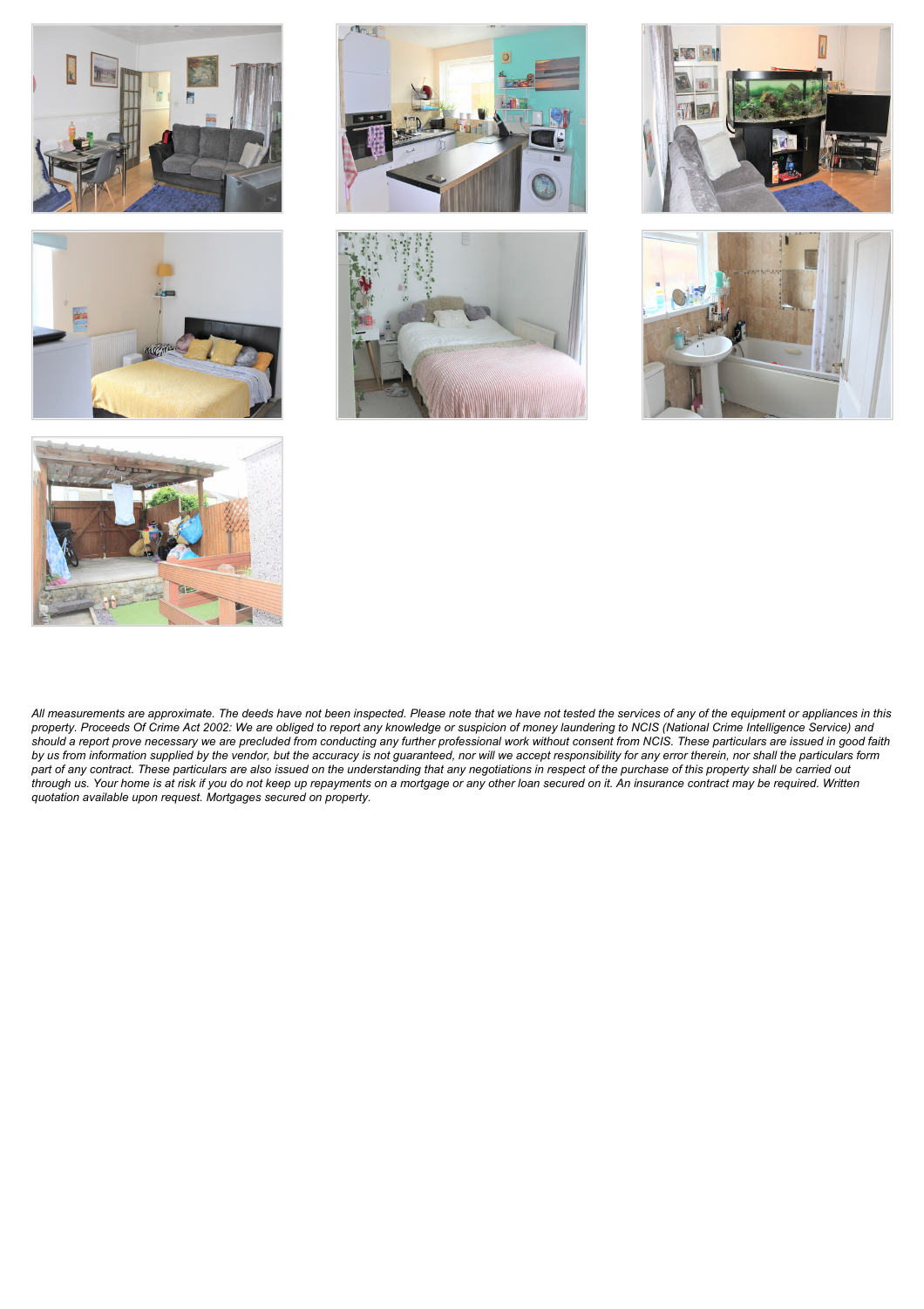*All measurements are approximate. The deeds have not been inspected. Please note that we have not tested the services of any of the equipment or appliances in this property. Proceeds Of Crime Act 2002: We are obliged to report any knowledge or suspicion of money laundering to NCIS (National Crime Intelligence Service) and should a report prove necessary we are precluded from conducting any further professional work without consent from NCIS. These particulars are issued in good faith by us from information supplied by the vendor, but the accuracy is not guaranteed, nor will we accept responsibility for any error therein, nor shall the particulars form part of any contract. These particulars are also issued on the understanding that any negotiations in respect of the purchase of this property shall be carried out through us. Your home is at risk if you do not keep up repayments on a mortgage or any other loan secured on it. An insurance contract may be required. Written quotation available upon request. Mortgages secured on property.*